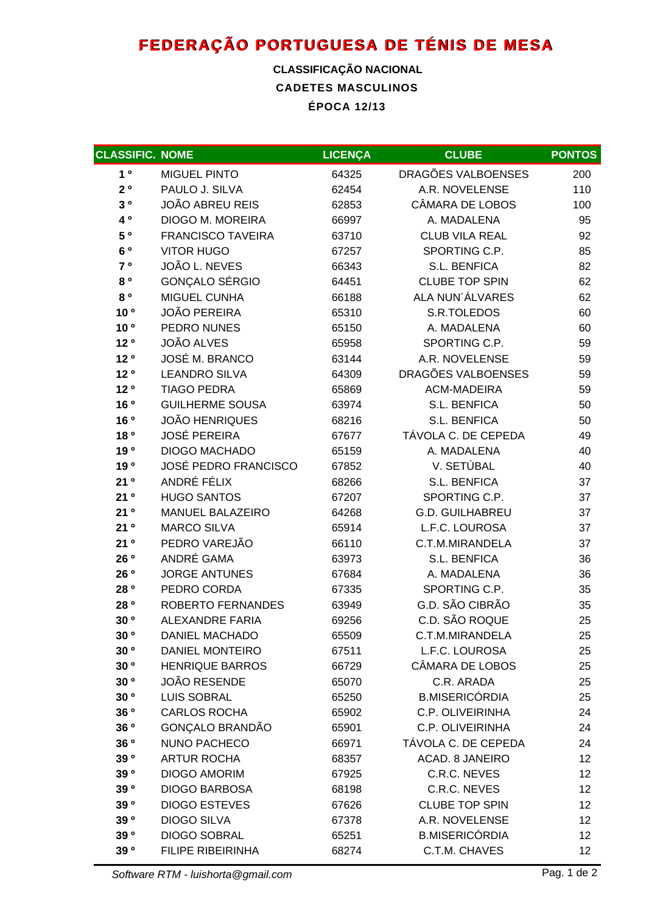# FEDERAÇÃO PORTUGUESA DE TÉNIS DE MESA

**CLASSIFICAÇÃO NACIONAL**

**CADETES MASCULINOS**

**ÉPOCA 12/13**

| CLASSIFIC. | NOME | LICENÇA | CLUBE | PONTOS |
|---|---|---|---|---|
| 1 º | MIGUEL PINTO | 64325 | DRAGÕES VALBOENSES | 200 |
| 2 º | PAULO J. SILVA | 62454 | A.R. NOVELENSE | 110 |
| 3 º | JOÃO ABREU REIS | 62853 | CÂMARA DE LOBOS | 100 |
| 4 º | DIOGO M. MOREIRA | 66997 | A. MADALENA | 95 |
| 5 º | FRANCISCO TAVEIRA | 63710 | CLUB VILA REAL | 92 |
| 6 º | VITOR HUGO | 67257 | SPORTING C.P. | 85 |
| 7 º | JOÃO L. NEVES | 66343 | S.L. BENFICA | 82 |
| 8 º | GONÇALO SÉRGIO | 64451 | CLUBE TOP SPIN | 62 |
| 8 º | MIGUEL CUNHA | 66188 | ALA NUN´ÁLVARES | 62 |
| 10 º | JOÃO PEREIRA | 65310 | S.R.TOLEDOS | 60 |
| 10 º | PEDRO NUNES | 65150 | A. MADALENA | 60 |
| 12 º | JOÃO ALVES | 65958 | SPORTING C.P. | 59 |
| 12 º | JOSÉ M. BRANCO | 63144 | A.R. NOVELENSE | 59 |
| 12 º | LEANDRO SILVA | 64309 | DRAGÕES VALBOENSES | 59 |
| 12 º | TIAGO PEDRA | 65869 | ACM-MADEIRA | 59 |
| 16 º | GUILHERME SOUSA | 63974 | S.L. BENFICA | 50 |
| 16 º | JOÃO HENRIQUES | 68216 | S.L. BENFICA | 50 |
| 18 º | JOSÉ PEREIRA | 67677 | TÁVOLA C. DE CEPEDA | 49 |
| 19 º | DIOGO MACHADO | 65159 | A. MADALENA | 40 |
| 19 º | JOSÉ PEDRO FRANCISCO | 67852 | V. SETÚBAL | 40 |
| 21 º | ANDRÉ FÉLIX | 68266 | S.L. BENFICA | 37 |
| 21 º | HUGO SANTOS | 67207 | SPORTING C.P. | 37 |
| 21 º | MANUEL BALAZEIRO | 64268 | G.D. GUILHABREU | 37 |
| 21 º | MARCO SILVA | 65914 | L.F.C. LOUROSA | 37 |
| 21 º | PEDRO VAREJÃO | 66110 | C.T.M.MIRANDELA | 37 |
| 26 º | ANDRÉ GAMA | 63973 | S.L. BENFICA | 36 |
| 26 º | JORGE ANTUNES | 67684 | A. MADALENA | 36 |
| 28 º | PEDRO CORDA | 67335 | SPORTING C.P. | 35 |
| 28 º | ROBERTO FERNANDES | 63949 | G.D. SÃO CIBRÃO | 35 |
| 30 º | ALEXANDRE FARIA | 69256 | C.D. SÃO ROQUE | 25 |
| 30 º | DANIEL MACHADO | 65509 | C.T.M.MIRANDELA | 25 |
| 30 º | DANIEL MONTEIRO | 67511 | L.F.C. LOUROSA | 25 |
| 30 º | HENRIQUE BARROS | 66729 | CÂMARA DE LOBOS | 25 |
| 30 º | JOÃO RESENDE | 65070 | C.R. ARADA | 25 |
| 30 º | LUIS SOBRAL | 65250 | B.MISERICÓRDIA | 25 |
| 36 º | CARLOS ROCHA | 65902 | C.P. OLIVEIRINHA | 24 |
| 36 º | GONÇALO BRANDÃO | 65901 | C.P. OLIVEIRINHA | 24 |
| 36 º | NUNO PACHECO | 66971 | TÁVOLA C. DE CEPEDA | 24 |
| 39 º | ARTUR ROCHA | 68357 | ACAD. 8 JANEIRO | 12 |
| 39 º | DIOGO AMORIM | 67925 | C.R.C. NEVES | 12 |
| 39 º | DIOGO BARBOSA | 68198 | C.R.C. NEVES | 12 |
| 39 º | DIOGO ESTEVES | 67626 | CLUBE TOP SPIN | 12 |
| 39 º | DIOGO SILVA | 67378 | A.R. NOVELENSE | 12 |
| 39 º | DIOGO SOBRAL | 65251 | B.MISERICÓRDIA | 12 |
| 39 º | FILIPE RIBEIRINHA | 68274 | C.T.M. CHAVES | 12 |

*Software RTM - luishorta@gmail.com*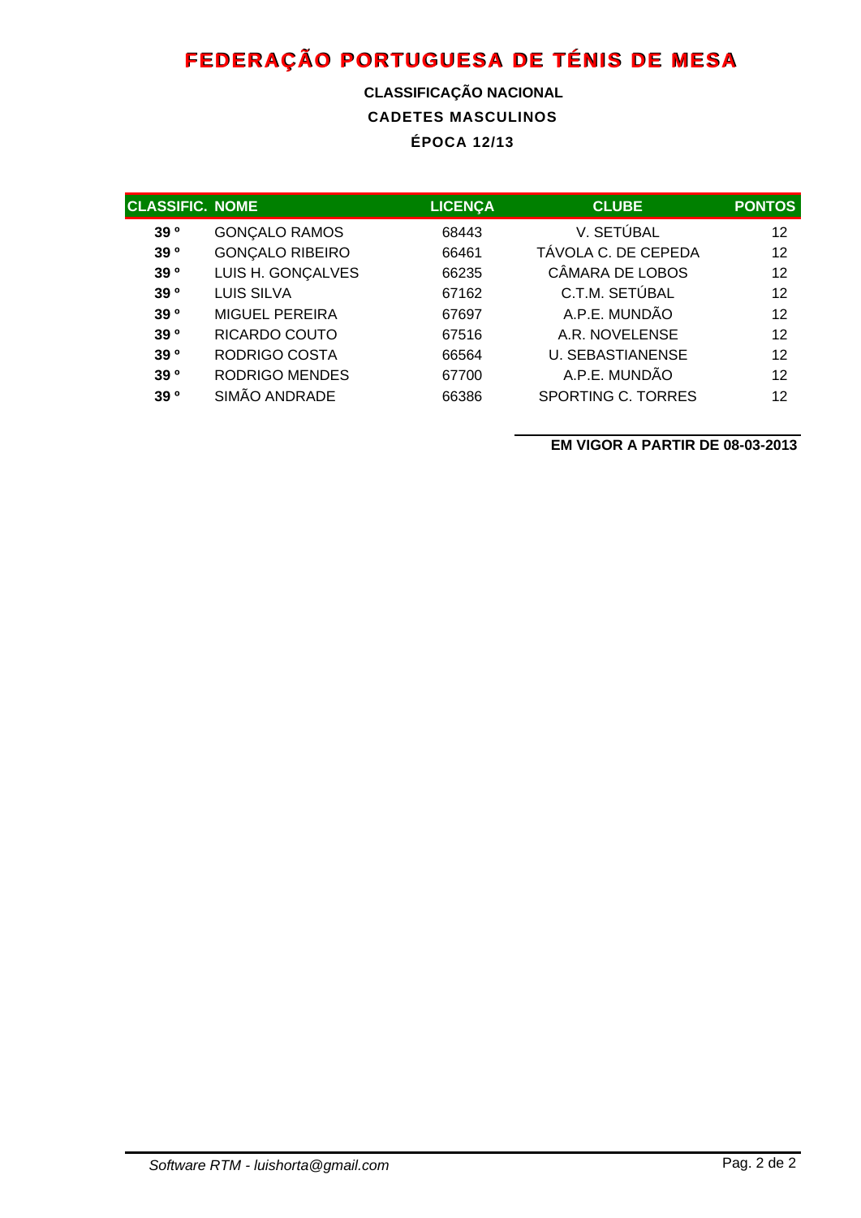# FEDERAÇÃO PORTUGUESA DE TÉNIS DE MESA

**CLASSIFICAÇÃO NACIONAL**

**CADETES MASCULINOS**

**ÉPOCA 12/13**

| CLASSIFIC. | NOME | LICENÇA | CLUBE | PONTOS |
|---|---|---|---|---|
| **39 º** | GONÇALO RAMOS | 68443 | V. SETÚBAL | 12 |
| **39 º** | GONÇALO RIBEIRO | 66461 | TÁVOLA C. DE CEPEDA | 12 |
| **39 º** | LUIS H. GONÇALVES | 66235 | CÂMARA DE LOBOS | 12 |
| **39 º** | LUIS SILVA | 67162 | C.T.M. SETÚBAL | 12 |
| **39 º** | MIGUEL PEREIRA | 67697 | A.P.E. MUNDÃO | 12 |
| **39 º** | RICARDO COUTO | 67516 | A.R. NOVELENSE | 12 |
| **39 º** | RODRIGO COSTA | 66564 | U. SEBASTIANENSE | 12 |
| **39 º** | RODRIGO MENDES | 67700 | A.P.E. MUNDÃO | 12 |
| **39 º** | SIMÃO ANDRADE | 66386 | SPORTING C. TORRES | 12 |

**EM VIGOR A PARTIR DE 08-03-2013**

*Software RTM - luishorta@gmail.com*